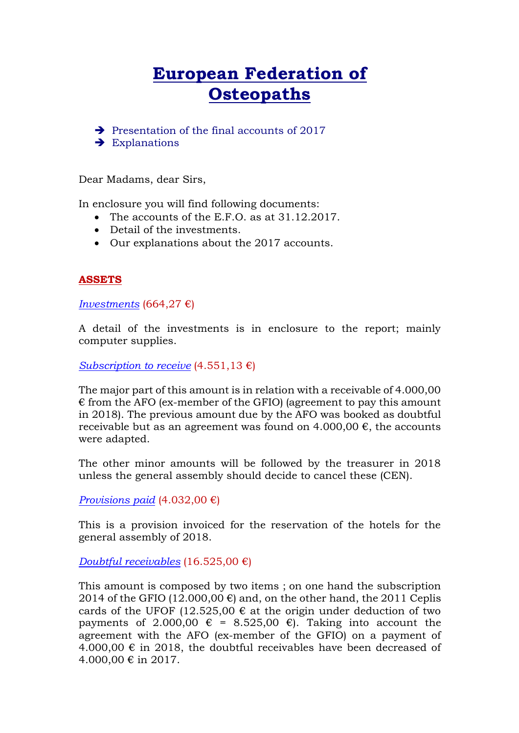# European Federation of Osteopaths

- ➔ Presentation of the final accounts of 2017
- ➔ Explanations

Dear Madams, dear Sirs,

In enclosure you will find following documents:

- The accounts of the E.F.O. as at 31.12.2017.
- Detail of the investments.
- Our explanations about the 2017 accounts.

## ASSETS

*Investments* (664,27 €)

A detail of the investments is in enclosure to the report; mainly computer supplies.

*Subscription to receive* (4.551,13 €)

The major part of this amount is in relation with a receivable of 4.000,00 € from the AFO (ex-member of the GFIO) (agreement to pay this amount in 2018). The previous amount due by the AFO was booked as doubtful receivable but as an agreement was found on 4.000,00 €, the accounts were adapted.

The other minor amounts will be followed by the treasurer in 2018 unless the general assembly should decide to cancel these (CEN).

*Provisions paid* (4.032,00 €)

This is a provision invoiced for the reservation of the hotels for the general assembly of 2018.

*Doubtful receivables* (16.525,00 €)

This amount is composed by two items ; on one hand the subscription 2014 of the GFIO (12.000,00 €) and, on the other hand, the 2011 Ceplis cards of the UFOF (12.525,00 € at the origin under deduction of two payments of 2.000,00 € = 8.525,00 €). Taking into account the agreement with the AFO (ex-member of the GFIO) on a payment of 4.000,00 € in 2018, the doubtful receivables have been decreased of 4.000,00 € in 2017.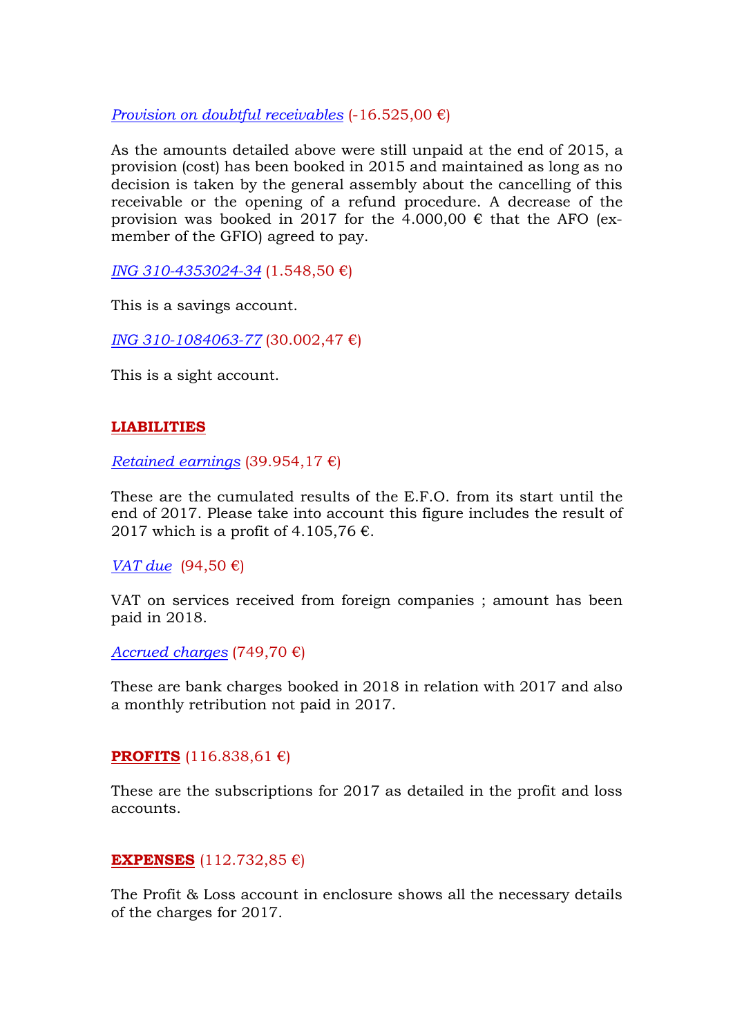*Provision on doubtful receivables* (-16.525,00 €)

As the amounts detailed above were still unpaid at the end of 2015, a provision (cost) has been booked in 2015 and maintained as long as no decision is taken by the general assembly about the cancelling of this receivable or the opening of a refund procedure. A decrease of the provision was booked in 2017 for the 4.000,00 € that the AFO (ex-member of the GFIO) agreed to pay.

*ING 310-4353024-34* (1.548,50 €)

This is a savings account.

*ING 310-1084063-77* (30.002,47 €)

This is a sight account.

**LIABILITIES**

*Retained earnings* (39.954,17 €)

These are the cumulated results of the E.F.O. from its start until the end of 2017. Please take into account this figure includes the result of 2017 which is a profit of 4.105,76 €.

*VAT due* (94,50 €)

VAT on services received from foreign companies ; amount has been paid in 2018.

*Accrued charges* (749,70 €)

These are bank charges booked in 2018 in relation with 2017 and also a monthly retribution not paid in 2017.

**PROFITS** (116.838,61 €)

These are the subscriptions for 2017 as detailed in the profit and loss accounts.

**EXPENSES** (112.732,85 €)

The Profit & Loss account in enclosure shows all the necessary details of the charges for 2017.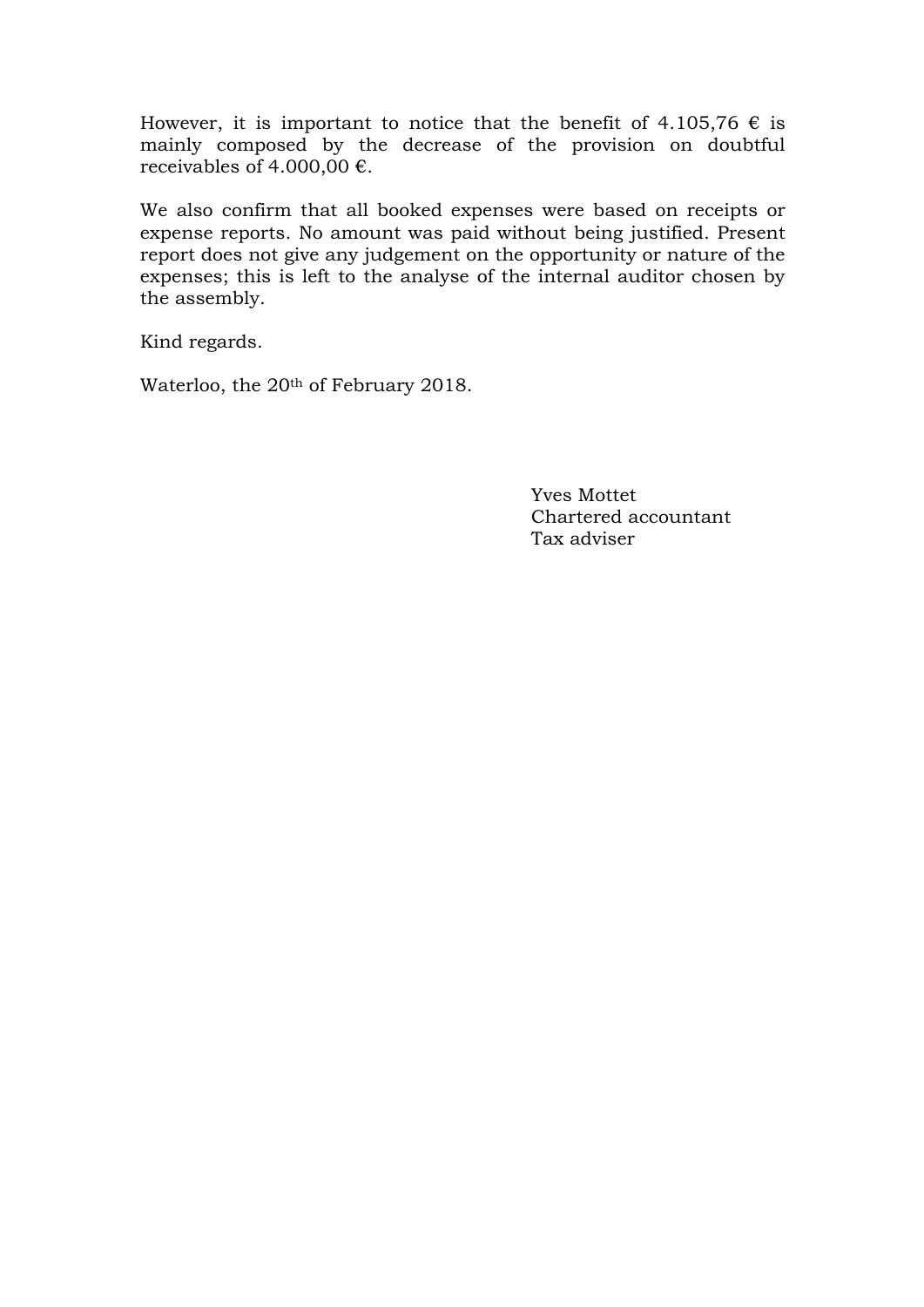However, it is important to notice that the benefit of 4.105,76 € is mainly composed by the decrease of the provision on doubtful receivables of 4.000,00 €.

We also confirm that all booked expenses were based on receipts or expense reports. No amount was paid without being justified. Present report does not give any judgement on the opportunity or nature of the expenses; this is left to the analyse of the internal auditor chosen by the assembly.

Kind regards.

Waterloo, the 20th of February 2018.

Yves Mottet
Chartered accountant
Tax adviser